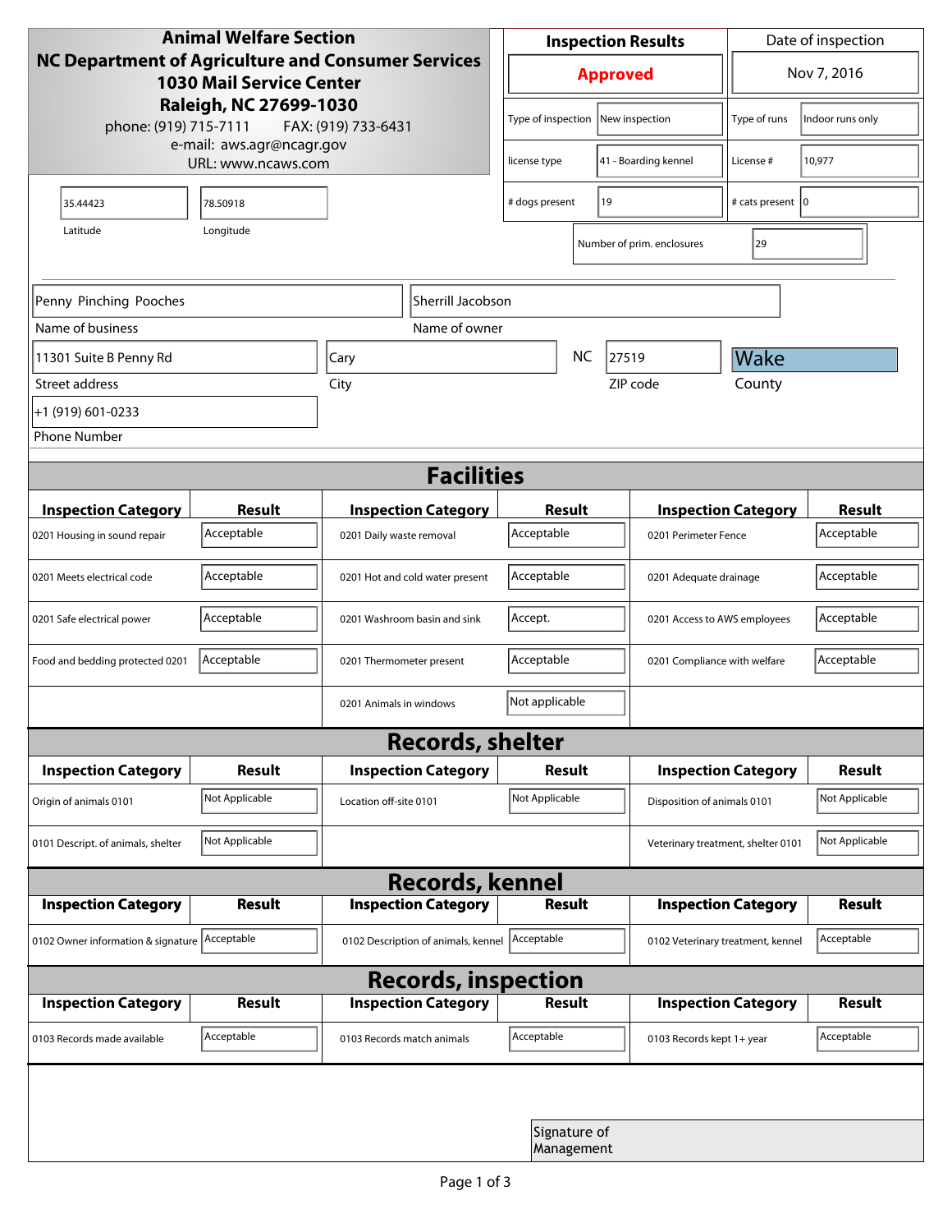**Animal Welfare Section**
**NC Department of Agriculture and Consumer Services**
**1030 Mail Service Center**
**Raleigh, NC 27699-1030**
phone: (919) 715-7111 FAX: (919) 733-6431
e-mail: aws.agr@ncagr.gov
URL: www.ncaws.com

| Inspection Results | | Date of inspection | |
|---|---|---|---|
| **Approved** | | Nov 7, 2016 | |
| Type of inspection | New inspection | Type of runs | Indoor runs only |
| license type | 41 - Boarding kennel | License # | 10,977 |
| # dogs present | 19 | # cats present | 0 |
| Number of prim. enclosures | 29 | | |

| Latitude | Longitude |
|---|---|
| 35.44423 | 78.50918 |

| Field | Value |
|---|---|
| Name of business | Penny Pinching Pooches |
| Name of owner | Sherrill Jacobson |
| Street address | 11301 Suite B Penny Rd |
| City | Cary |
| State | NC |
| ZIP code | 27519 |
| County | Wake |
| Phone Number | +1 (919) 601-0233 |

## Facilities

| Inspection Category | Result | Inspection Category | Result | Inspection Category | Result |
|---|---|---|---|---|---|
| 0201 Housing in sound repair | Acceptable | 0201 Daily waste removal | Acceptable | 0201 Perimeter Fence | Acceptable |
| 0201 Meets electrical code | Acceptable | 0201 Hot and cold water present | Acceptable | 0201 Adequate drainage | Acceptable |
| 0201 Safe electrical power | Acceptable | 0201 Washroom basin and sink | Accept. | 0201 Access to AWS employees | Acceptable |
| Food and bedding protected 0201 | Acceptable | 0201 Thermometer present | Acceptable | 0201 Compliance with welfare | Acceptable |
| | | 0201 Animals in windows | Not applicable | | |

## Records, shelter

| Inspection Category | Result | Inspection Category | Result | Inspection Category | Result |
|---|---|---|---|---|---|
| Origin of animals 0101 | Not Applicable | Location off-site 0101 | Not Applicable | Disposition of animals 0101 | Not Applicable |
| 0101 Descript. of animals, shelter | Not Applicable | | | Veterinary treatment, shelter 0101 | Not Applicable |

## Records, kennel

| Inspection Category | Result | Inspection Category | Result | Inspection Category | Result |
|---|---|---|---|---|---|
| 0102 Owner information & signature | Acceptable | 0102 Description of animals, kennel | Acceptable | 0102 Veterinary treatment, kennel | Acceptable |

## Records, inspection

| Inspection Category | Result | Inspection Category | Result | Inspection Category | Result |
|---|---|---|---|---|---|
| 0103 Records made available | Acceptable | 0103 Records match animals | Acceptable | 0103 Records kept 1+ year | Acceptable |

Signature of Management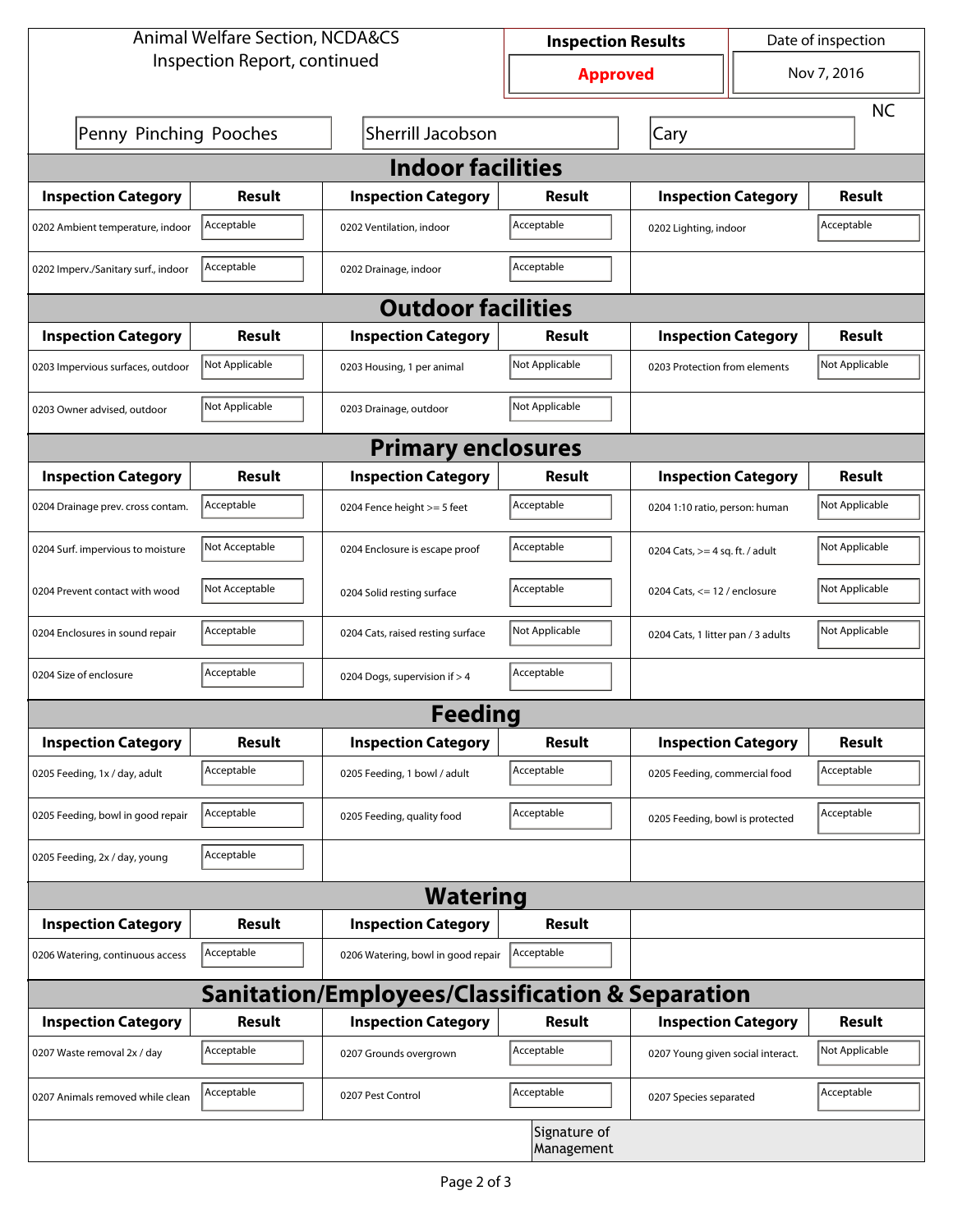Animal Welfare Section, NCDA&CS
Inspection Report, continued

| Inspection Results | Date of inspection |
|---|---|
| **Approved** | Nov 7, 2016 |

Penny Pinching Pooches | Sherrill Jacobson | Cary | NC

## Indoor facilities

| Inspection Category | Result | Inspection Category | Result | Inspection Category | Result |
|---|---|---|---|---|---|
| 0202 Ambient temperature, indoor | Acceptable | 0202 Ventilation, indoor | Acceptable | 0202 Lighting, indoor | Acceptable |
| 0202 Imperv./Sanitary surf., indoor | Acceptable | 0202 Drainage, indoor | Acceptable | | |

## Outdoor facilities

| Inspection Category | Result | Inspection Category | Result | Inspection Category | Result |
|---|---|---|---|---|---|
| 0203 Impervious surfaces, outdoor | Not Applicable | 0203 Housing, 1 per animal | Not Applicable | 0203 Protection from elements | Not Applicable |
| 0203 Owner advised, outdoor | Not Applicable | 0203 Drainage, outdoor | Not Applicable | | |

## Primary enclosures

| Inspection Category | Result | Inspection Category | Result | Inspection Category | Result |
|---|---|---|---|---|---|
| 0204 Drainage prev. cross contam. | Acceptable | 0204 Fence height >= 5 feet | Acceptable | 0204 1:10 ratio, person: human | Not Applicable |
| 0204 Surf. impervious to moisture | Not Acceptable | 0204 Enclosure is escape proof | Acceptable | 0204 Cats, >= 4 sq. ft. / adult | Not Applicable |
| 0204 Prevent contact with wood | Not Acceptable | 0204 Solid resting surface | Acceptable | 0204 Cats, <= 12 / enclosure | Not Applicable |
| 0204 Enclosures in sound repair | Acceptable | 0204 Cats, raised resting surface | Not Applicable | 0204 Cats, 1 litter pan / 3 adults | Not Applicable |
| 0204 Size of enclosure | Acceptable | 0204 Dogs, supervision if > 4 | Acceptable | | |

## Feeding

| Inspection Category | Result | Inspection Category | Result | Inspection Category | Result |
|---|---|---|---|---|---|
| 0205 Feeding, 1x / day, adult | Acceptable | 0205 Feeding, 1 bowl / adult | Acceptable | 0205 Feeding, commercial food | Acceptable |
| 0205 Feeding, bowl in good repair | Acceptable | 0205 Feeding, quality food | Acceptable | 0205 Feeding, bowl is protected | Acceptable |
| 0205 Feeding, 2x / day, young | Acceptable | | | | |

## Watering

| Inspection Category | Result | Inspection Category | Result |
|---|---|---|---|
| 0206 Watering, continuous access | Acceptable | 0206 Watering, bowl in good repair | Acceptable |

## Sanitation/Employees/Classification & Separation

| Inspection Category | Result | Inspection Category | Result | Inspection Category | Result |
|---|---|---|---|---|---|
| 0207 Waste removal 2x / day | Acceptable | 0207 Grounds overgrown | Acceptable | 0207 Young given social interact. | Not Applicable |
| 0207 Animals removed while clean | Acceptable | 0207 Pest Control | Acceptable | 0207 Species separated | Acceptable |

Signature of Management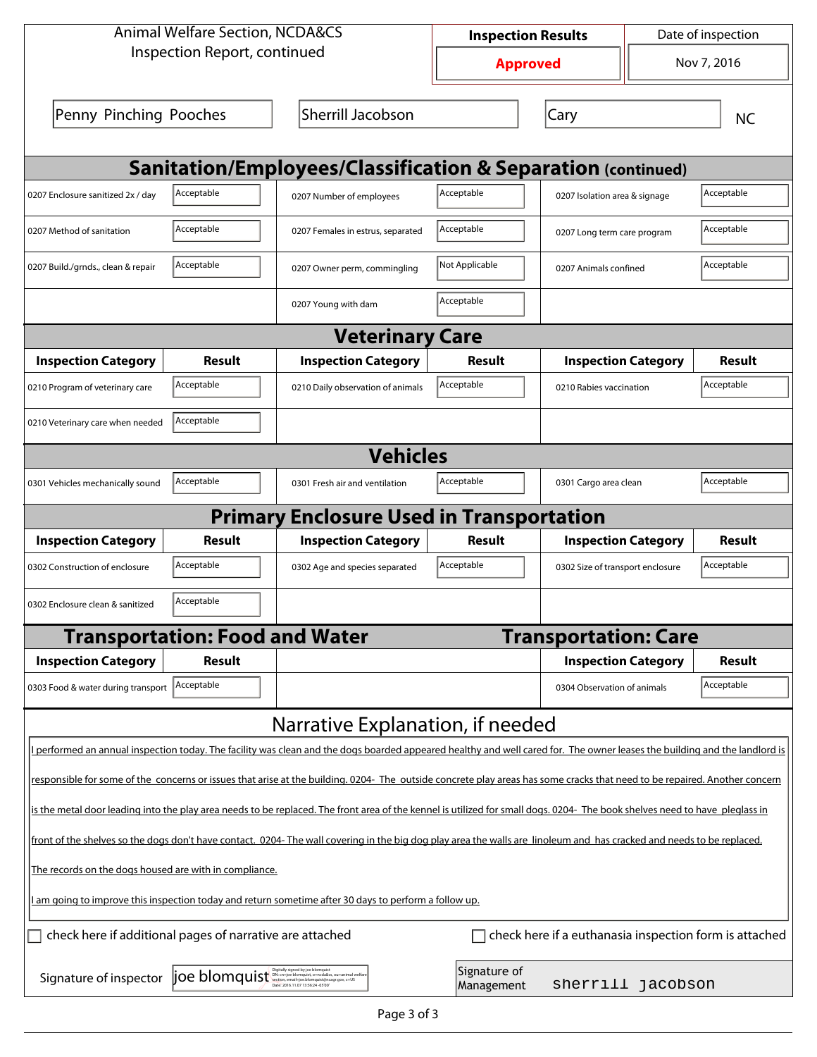Animal Welfare Section, NCDA&CS
Inspection Report, continued

| Inspection Results | Date of inspection |
| --- | --- |
| **Approved** | Nov 7, 2016 |

| | | | |
| --- | --- | --- | --- |
| Penny Pinching Pooches | Sherrill Jacobson | Cary | NC |

## Sanitation/Employees/Classification & Separation (continued)

| | | | | | |
| --- | --- | --- | --- | --- | --- |
| 0207 Enclosure sanitized 2x / day | Acceptable | 0207 Number of employees | Acceptable | 0207 Isolation area & signage | Acceptable |
| 0207 Method of sanitation | Acceptable | 0207 Females in estrus, separated | Acceptable | 0207 Long term care program | Acceptable |
| 0207 Build./grnds., clean & repair | Acceptable | 0207 Owner perm, commingling | Not Applicable | 0207 Animals confined | Acceptable |
| | | 0207 Young with dam | Acceptable | | |

## Veterinary Care

| Inspection Category | Result | Inspection Category | Result | Inspection Category | Result |
| --- | --- | --- | --- | --- | --- |
| 0210 Program of veterinary care | Acceptable | 0210 Daily observation of animals | Acceptable | 0210 Rabies vaccination | Acceptable |
| 0210 Veterinary care when needed | Acceptable | | | | |

## Vehicles

| | | | | | |
| --- | --- | --- | --- | --- | --- |
| 0301 Vehicles mechanically sound | Acceptable | 0301 Fresh air and ventilation | Acceptable | 0301 Cargo area clean | Acceptable |

## Primary Enclosure Used in Transportation

| Inspection Category | Result | Inspection Category | Result | Inspection Category | Result |
| --- | --- | --- | --- | --- | --- |
| 0302 Construction of enclosure | Acceptable | 0302 Age and species separated | Acceptable | 0302 Size of transport enclosure | Acceptable |
| 0302 Enclosure clean & sanitized | Acceptable | | | | |

## Transportation: Food and Water

| Inspection Category | Result |
| --- | --- |
| 0303 Food & water during transport | Acceptable |

## Transportation: Care

| Inspection Category | Result |
| --- | --- |
| 0304 Observation of animals | Acceptable |

## Narrative Explanation, if needed

I performed an annual inspection today. The facility was clean and the dogs boarded appeared healthy and well cared for. The owner leases the building and the landlord is responsible for some of the concerns or issues that arise at the building. 0204- The outside concrete play areas has some cracks that need to be repaired. Another concern is the metal door leading into the play area needs to be replaced. The front area of the kennel is utilized for small dogs. 0204- The book shelves need to have pleglass in front of the shelves so the dogs don't have contact. 0204- The wall covering in the big dog play area the walls are linoleum and has cracked and needs to be replaced.

The records on the dogs housed are with in compliance.

I am going to improve this inspection today and return sometime after 30 days to perform a follow up.

☐ check here if additional pages of narrative are attached

☐ check here if a euthanasia inspection form is attached

Signature of inspector: joe blomquist (Digitally signed by joe blomquist DN: cn=joe blomquist, o=ncda&cs, ou=animal welfare section, email=joe.blomquist@ncagr.gov, c=US Date: 2016.11.07 13:56:24 -05'00')

Signature of Management: sherrill jacobson